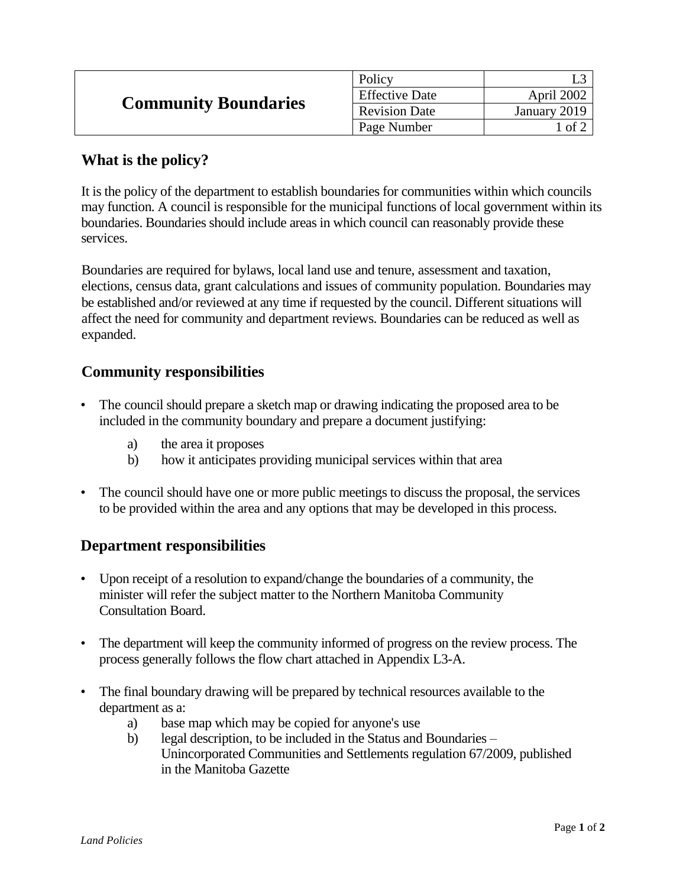| Community Boundaries | Policy | L3 |
|---|---|---|
| | Effective Date | April 2002 |
| | Revision Date | January 2019 |
| | Page Number | 1 of 2 |

## What is the policy?

It is the policy of the department to establish boundaries for communities within which councils may function. A council is responsible for the municipal functions of local government within its boundaries. Boundaries should include areas in which council can reasonably provide these services.

Boundaries are required for bylaws, local land use and tenure, assessment and taxation, elections, census data, grant calculations and issues of community population. Boundaries may be established and/or reviewed at any time if requested by the council. Different situations will affect the need for community and department reviews. Boundaries can be reduced as well as expanded.

## Community responsibilities

- The council should prepare a sketch map or drawing indicating the proposed area to be included in the community boundary and prepare a document justifying:
  - a) the area it proposes
  - b) how it anticipates providing municipal services within that area
- The council should have one or more public meetings to discuss the proposal, the services to be provided within the area and any options that may be developed in this process.

## Department responsibilities

- Upon receipt of a resolution to expand/change the boundaries of a community, the minister will refer the subject matter to the Northern Manitoba Community Consultation Board.
- The department will keep the community informed of progress on the review process. The process generally follows the flow chart attached in Appendix L3-A.
- The final boundary drawing will be prepared by technical resources available to the department as a:
  - a) base map which may be copied for anyone's use
  - b) legal description, to be included in the Status and Boundaries – Unincorporated Communities and Settlements regulation 67/2009, published in the Manitoba Gazette

*Land Policies*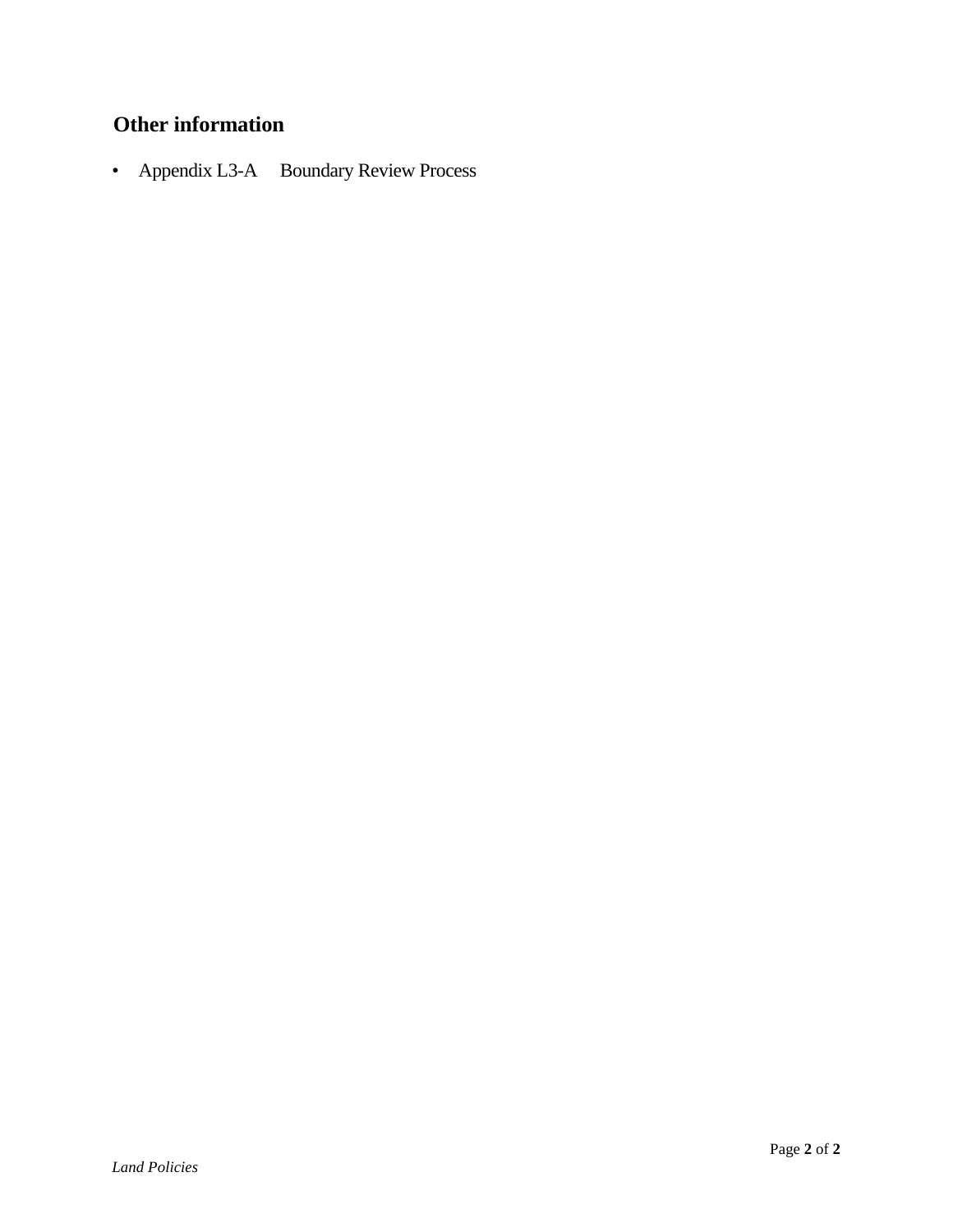## Other information

- Appendix L3-A Boundary Review Process